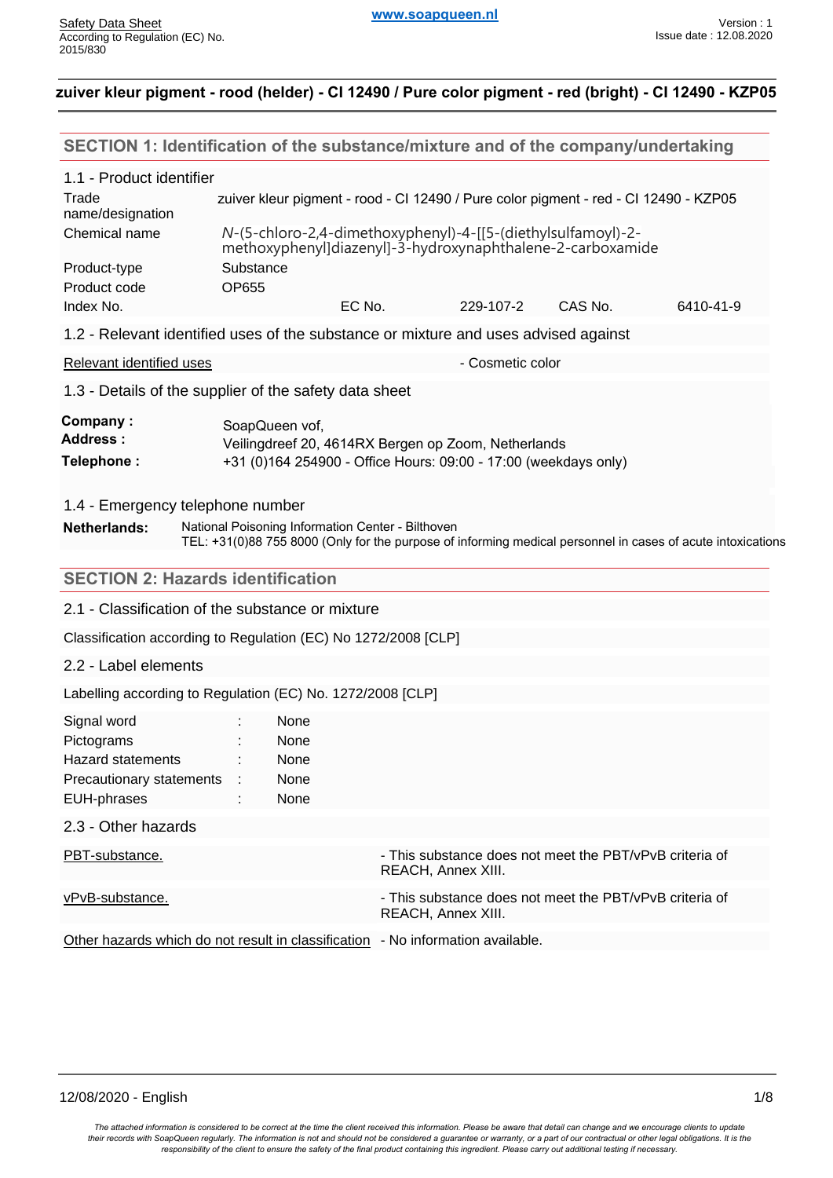# zuiver kleur pigment - rood (helder) - CI 12490 / Pure color pigment - red (bright) - CI 12490 - KZP05

## SECTION 1: Identification of the substance/mixture and of the company/undertaking

### 1.1 - Product identifier

| | |
|---|---|
| Trade name/designation | zuiver kleur pigment - rood - CI 12490 / Pure color pigment - red - CI 12490 - KZP05 |
| Chemical name | *N*-(5-chloro-2,4-dimethoxyphenyl)-4-[[5-(diethylsulfamoyl)-2-methoxyphenyl]diazenyl]-3-hydroxynaphthalene-2-carboxamide |
| Product-type | Substance |
| Product code | OP655 |

| Index No. | | EC No. | 229-107-2 | CAS No. | 6410-41-9 |
|---|---|---|---|---|---|

### 1.2 - Relevant identified uses of the substance or mixture and uses advised against

Relevant identified uses - Cosmetic color

### 1.3 - Details of the supplier of the safety data sheet

**Company :** SoapQueen vof,
**Address :** Veilingdreef 20, 4614RX Bergen op Zoom, Netherlands
**Telephone :** +31 (0)164 254900 - Office Hours: 09:00 - 17:00 (weekdays only)

### 1.4 - Emergency telephone number

**Netherlands:** National Poisoning Information Center - Bilthoven
TEL: +31(0)88 755 8000 (Only for the purpose of informing medical personnel in cases of acute intoxications

## SECTION 2: Hazards identification

### 2.1 - Classification of the substance or mixture

Classification according to Regulation (EC) No 1272/2008 [CLP]

### 2.2 - Label elements

Labelling according to Regulation (EC) No. 1272/2008 [CLP]

| | | |
|---|---|---|
| Signal word | : | None |
| Pictograms | : | None |
| Hazard statements | : | None |
| Precautionary statements | : | None |
| EUH-phrases | : | None |

### 2.3 - Other hazards

| | |
|---|---|
| PBT-substance. | - This substance does not meet the PBT/vPvB criteria of REACH, Annex XIII. |
| vPvB-substance. | - This substance does not meet the PBT/vPvB criteria of REACH, Annex XIII. |
| Other hazards which do not result in classification | - No information available. |

*The attached information is considered to be correct at the time the client received this information. Please be aware that detail can change and we encourage clients to update their records with SoapQueen regularly. The information is not and should not be considered a guarantee or warranty, or a part of our contractual or other legal obligations. It is the responsibility of the client to ensure the safety of the final product containing this ingredient. Please carry out additional testing if necessary.*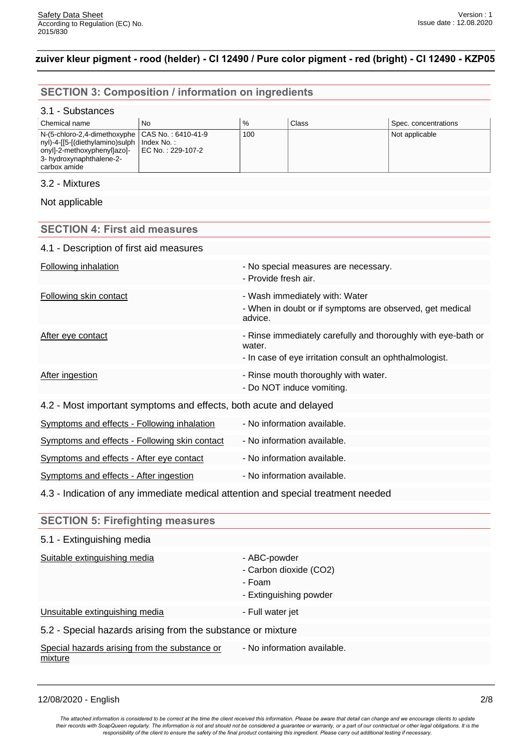## SECTION 3: Composition / information on ingredients

### 3.1 - Substances

| Chemical name | No | % | Class | Spec. concentrations |
|---|---|---|---|---|
| N-(5-chloro-2,4-dimethoxyphenyl)-4-[[5-[(diethylamino)sulphonyl]-2-methoxyphenyl]azo]-3- hydroxynaphthalene-2-carbox amide | CAS No. : 6410-41-9<br>Index No. :<br>EC No. : 229-107-2 | 100 | | Not applicable |

### 3.2 - Mixtures

Not applicable

## SECTION 4: First aid measures

### 4.1 - Description of first aid measures

Following inhalation
- No special measures are necessary.
- Provide fresh air.

Following skin contact
- Wash immediately with: Water
- When in doubt or if symptoms are observed, get medical advice.

After eye contact
- Rinse immediately carefully and thoroughly with eye-bath or water.
- In case of eye irritation consult an ophthalmologist.

After ingestion
- Rinse mouth thoroughly with water.
- Do NOT induce vomiting.

### 4.2 - Most important symptoms and effects, both acute and delayed

Symptoms and effects - Following inhalation
- No information available.

Symptoms and effects - Following skin contact
- No information available.

Symptoms and effects - After eye contact
- No information available.

Symptoms and effects - After ingestion
- No information available.

### 4.3 - Indication of any immediate medical attention and special treatment needed

## SECTION 5: Firefighting measures

### 5.1 - Extinguishing media

Suitable extinguishing media
- ABC-powder
- Carbon dioxide ($CO_2$)
- Foam
- Extinguishing powder

Unsuitable extinguishing media
- Full water jet

### 5.2 - Special hazards arising from the substance or mixture

Special hazards arising from the substance or mixture
- No information available.

*The attached information is considered to be correct at the time the client received this information. Please be aware that detail can change and we encourage clients to update their records with SoapQueen regularly. The information is not and should not be considered a guarantee or warranty, or a part of our contractual or other legal obligations. It is the responsibility of the client to ensure the safety of the final product containing this ingredient. Please carry out additional testing if necessary.*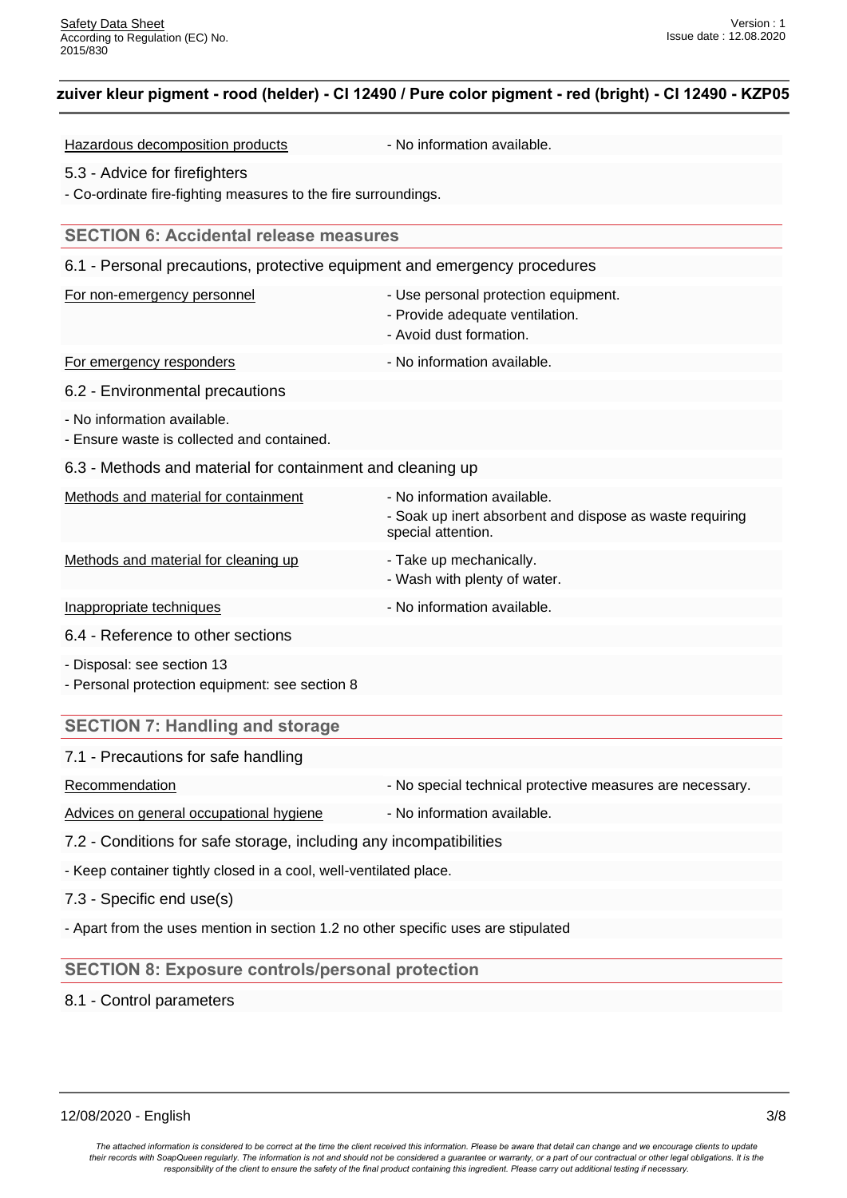Hazardous decomposition products - No information available.

### 5.3 - Advice for firefighters

- Co-ordinate fire-fighting measures to the fire surroundings.

## SECTION 6: Accidental release measures

### 6.1 - Personal precautions, protective equipment and emergency procedures

| | |
|---|---|
| For non-emergency personnel | - Use personal protection equipment.<br>- Provide adequate ventilation.<br>- Avoid dust formation. |
| For emergency responders | - No information available. |

### 6.2 - Environmental precautions

- No information available.
- Ensure waste is collected and contained.

### 6.3 - Methods and material for containment and cleaning up

| | |
|---|---|
| Methods and material for containment | - No information available.<br>- Soak up inert absorbent and dispose as waste requiring special attention. |
| Methods and material for cleaning up | - Take up mechanically.<br>- Wash with plenty of water. |
| Inappropriate techniques | - No information available. |

### 6.4 - Reference to other sections

- Disposal: see section 13
- Personal protection equipment: see section 8

## SECTION 7: Handling and storage

### 7.1 - Precautions for safe handling

| | |
|---|---|
| Recommendation | - No special technical protective measures are necessary. |
| Advices on general occupational hygiene | - No information available. |

### 7.2 - Conditions for safe storage, including any incompatibilities

- Keep container tightly closed in a cool, well-ventilated place.

### 7.3 - Specific end use(s)

- Apart from the uses mention in section 1.2 no other specific uses are stipulated

## SECTION 8: Exposure controls/personal protection

### 8.1 - Control parameters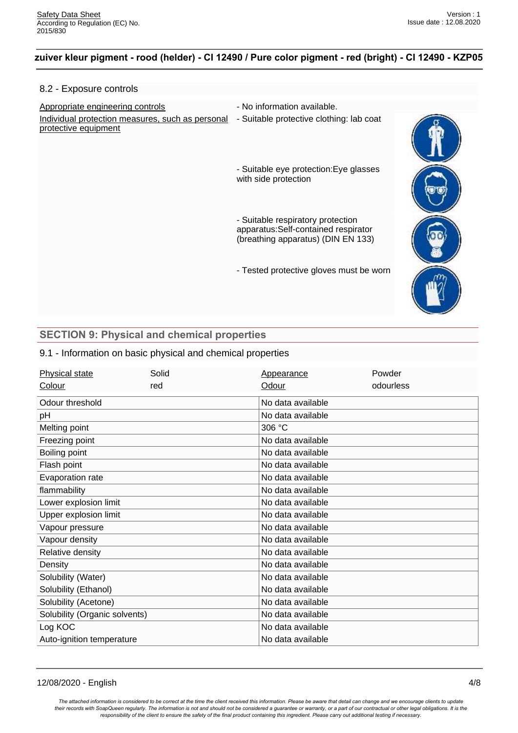## 8.2 - Exposure controls

| | |
|---|---|
| Appropriate engineering controls | - No information available. |
| Individual protection measures, such as personal protective equipment | - Suitable protective clothing: lab coat |
| | - Suitable eye protection:Eye glasses with side protection |
| | - Suitable respiratory protection apparatus:Self-contained respirator (breathing apparatus) (DIN EN 133) |
| | - Tested protective gloves must be worn |

## SECTION 9: Physical and chemical properties

### 9.1 - Information on basic physical and chemical properties

| Physical state | Solid | Appearance | Powder |
|---|---|---|---|
| Colour | red | Odour | odourless |

| | |
|---|---|
| Odour threshold | No data available |
| pH | No data available |
| Melting point | 306 °C |
| Freezing point | No data available |
| Boiling point | No data available |
| Flash point | No data available |
| Evaporation rate | No data available |
| flammability | No data available |
| Lower explosion limit | No data available |
| Upper explosion limit | No data available |
| Vapour pressure | No data available |
| Vapour density | No data available |
| Relative density | No data available |
| Density | No data available |
| Solubility (Water) | No data available |
| Solubility (Ethanol) | No data available |
| Solubility (Acetone) | No data available |
| Solubility (Organic solvents) | No data available |
| Log KOC | No data available |
| Auto-ignition temperature | No data available |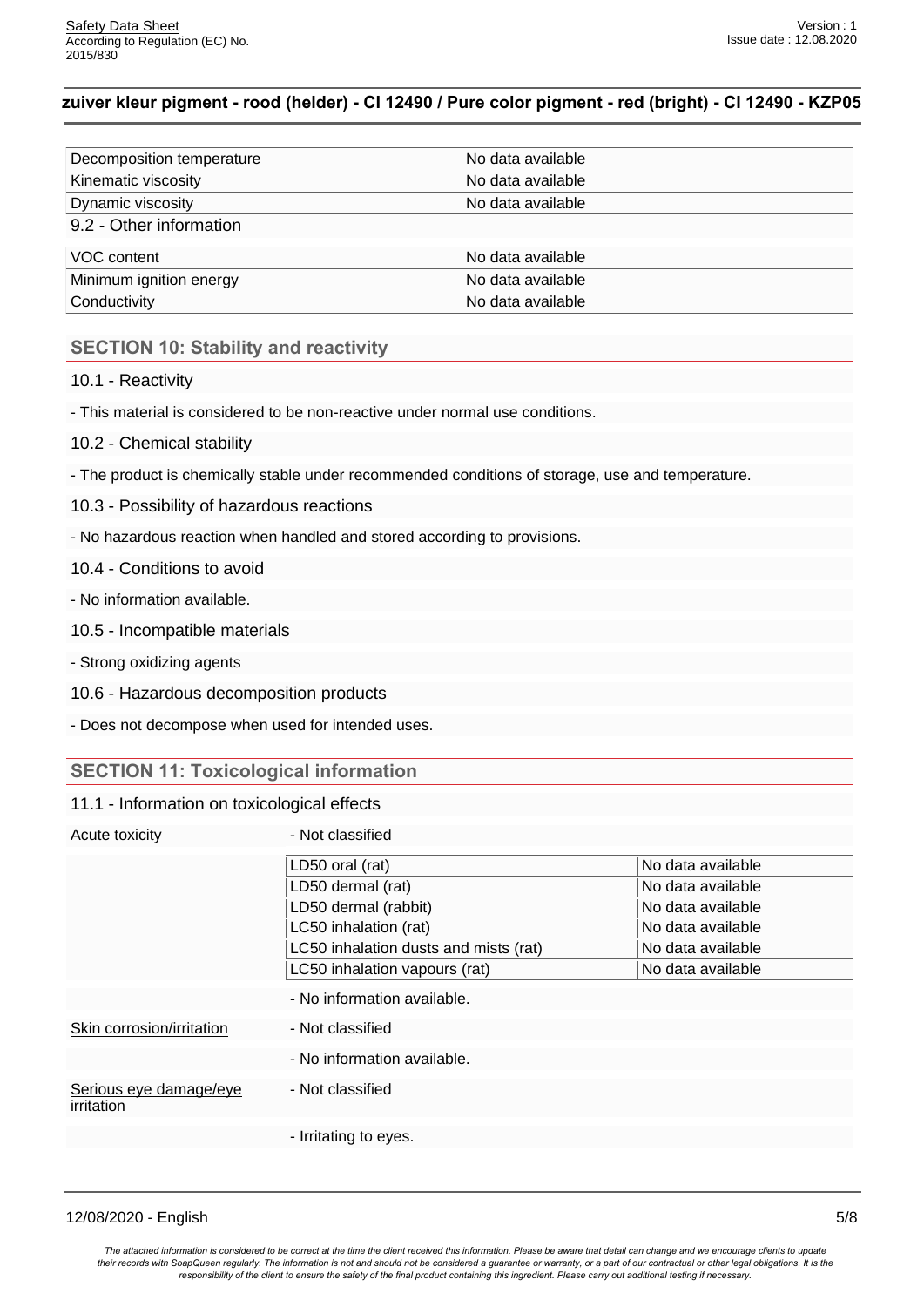| | |
|---|---|
| Decomposition temperature | No data available |
| Kinematic viscosity | No data available |
| Dynamic viscosity | No data available |

9.2 - Other information

| | |
|---|---|
| VOC content | No data available |
| Minimum ignition energy | No data available |
| Conductivity | No data available |

## SECTION 10: Stability and reactivity

### 10.1 - Reactivity

- This material is considered to be non-reactive under normal use conditions.

### 10.2 - Chemical stability

- The product is chemically stable under recommended conditions of storage, use and temperature.

### 10.3 - Possibility of hazardous reactions

- No hazardous reaction when handled and stored according to provisions.

### 10.4 - Conditions to avoid

- No information available.

### 10.5 - Incompatible materials

- Strong oxidizing agents

### 10.6 - Hazardous decomposition products

- Does not decompose when used for intended uses.

## SECTION 11: Toxicological information

### 11.1 - Information on toxicological effects

Acute toxicity - Not classified

| | |
|---|---|
| LD50 oral (rat) | No data available |
| LD50 dermal (rat) | No data available |
| LD50 dermal (rabbit) | No data available |
| LC50 inhalation (rat) | No data available |
| LC50 inhalation dusts and mists (rat) | No data available |
| LC50 inhalation vapours (rat) | No data available |

- No information available.

Skin corrosion/irritation - Not classified

- No information available.

Serious eye damage/eye irritation - Not classified

- Irritating to eyes.

*The attached information is considered to be correct at the time the client received this information. Please be aware that detail can change and we encourage clients to update their records with SoapQueen regularly. The information is not and should not be considered a guarantee or warranty, or a part of our contractual or other legal obligations. It is the responsibility of the client to ensure the safety of the final product containing this ingredient. Please carry out additional testing if necessary.*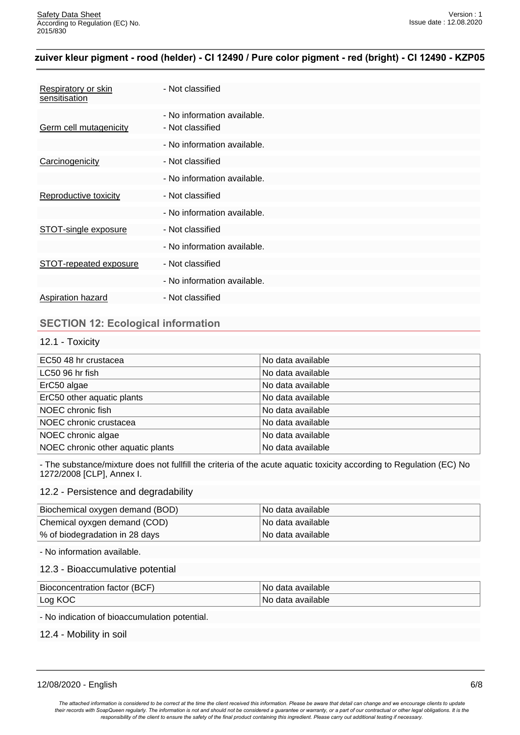| | |
|---|---|
| Respiratory or skin sensitisation | - Not classified |
| | - No information available. |
| Germ cell mutagenicity | - Not classified |
| | - No information available. |
| Carcinogenicity | - Not classified |
| | - No information available. |
| Reproductive toxicity | - Not classified |
| | - No information available. |
| STOT-single exposure | - Not classified |
| | - No information available. |
| STOT-repeated exposure | - Not classified |
| | - No information available. |
| Aspiration hazard | - Not classified |

## SECTION 12: Ecological information

### 12.1 - Toxicity

| | |
|---|---|
| EC50 48 hr crustacea | No data available |
| LC50 96 hr fish | No data available |
| ErC50 algae | No data available |
| ErC50 other aquatic plants | No data available |
| NOEC chronic fish | No data available |
| NOEC chronic crustacea | No data available |
| NOEC chronic algae | No data available |
| NOEC chronic other aquatic plants | No data available |

- The substance/mixture does not fullfill the criteria of the acute aquatic toxicity according to Regulation (EC) No 1272/2008 [CLP], Annex I.

### 12.2 - Persistence and degradability

| | |
|---|---|
| Biochemical oxygen demand (BOD) | No data available |
| Chemical oyxgen demand (COD) | No data available |
| % of biodegradation in 28 days | No data available |

- No information available.

### 12.3 - Bioaccumulative potential

| | |
|---|---|
| Bioconcentration factor (BCF) | No data available |
| Log KOC | No data available |

- No indication of bioaccumulation potential.

### 12.4 - Mobility in soil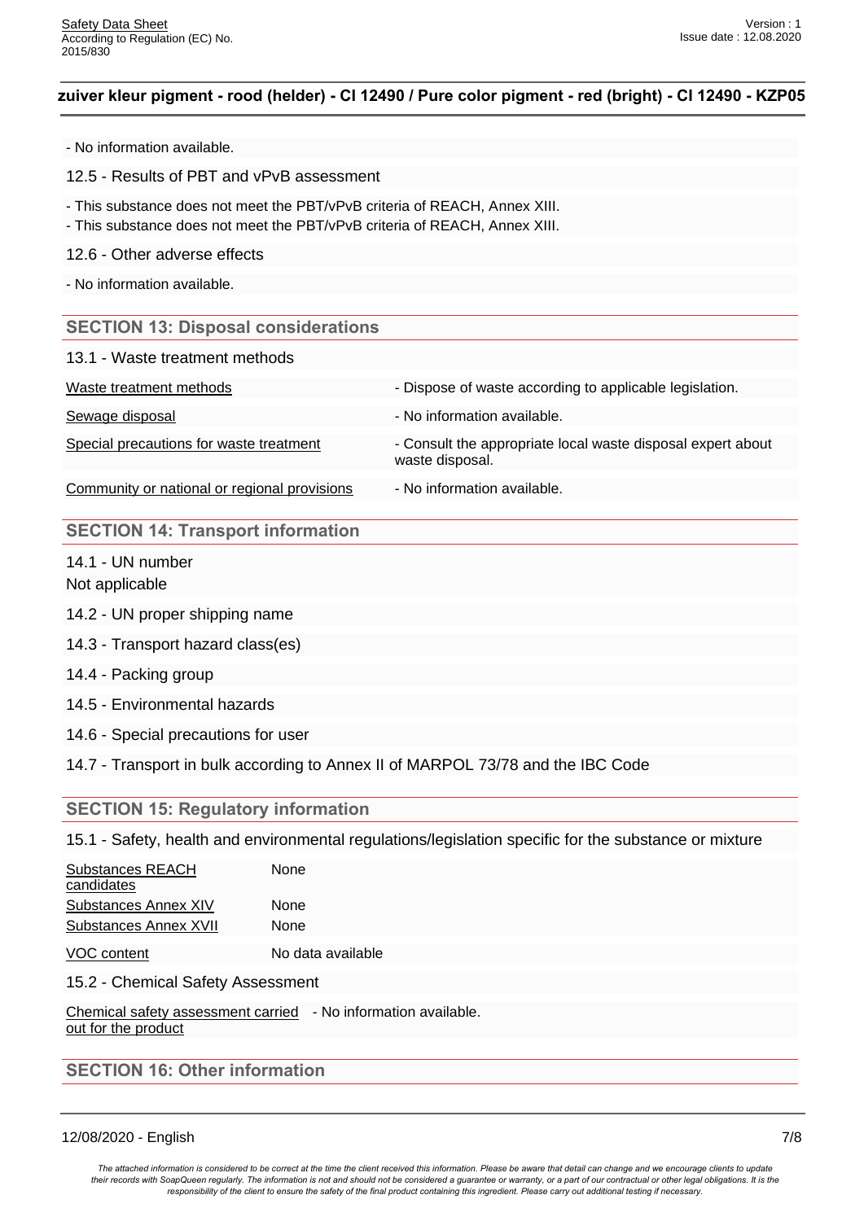- No information available.

12.5 - Results of PBT and vPvB assessment

- This substance does not meet the PBT/vPvB criteria of REACH, Annex XIII.
- This substance does not meet the PBT/vPvB criteria of REACH, Annex XIII.

12.6 - Other adverse effects

- No information available.

## SECTION 13: Disposal considerations

13.1 - Waste treatment methods

| | |
|---|---|
| Waste treatment methods | - Dispose of waste according to applicable legislation. |
| Sewage disposal | - No information available. |
| Special precautions for waste treatment | - Consult the appropriate local waste disposal expert about waste disposal. |
| Community or national or regional provisions | - No information available. |

## SECTION 14: Transport information

14.1 - UN number

Not applicable

14.2 - UN proper shipping name

14.3 - Transport hazard class(es)

14.4 - Packing group

14.5 - Environmental hazards

14.6 - Special precautions for user

14.7 - Transport in bulk according to Annex II of MARPOL 73/78 and the IBC Code

## SECTION 15: Regulatory information

15.1 - Safety, health and environmental regulations/legislation specific for the substance or mixture

| | |
|---|---|
| Substances REACH candidates | None |
| Substances Annex XIV | None |
| Substances Annex XVII | None |
| VOC content | No data available |

15.2 - Chemical Safety Assessment

| | |
|---|---|
| Chemical safety assessment carried out for the product | - No information available. |

## SECTION 16: Other information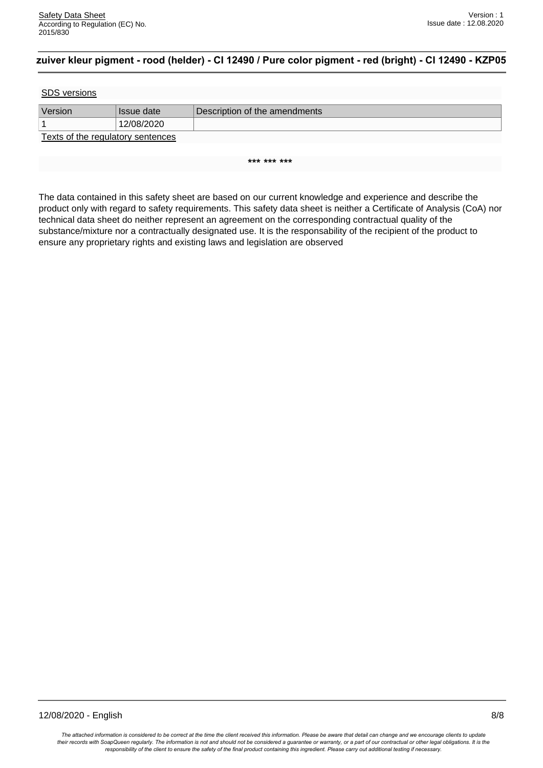SDS versions

| Version | Issue date | Description of the amendments |
|---|---|---|
| 1 | 12/08/2020 | |

Texts of the regulatory sentences

*** *** ***

The data contained in this safety sheet are based on our current knowledge and experience and describe the product only with regard to safety requirements. This safety data sheet is neither a Certificate of Analysis (CoA) nor technical data sheet do neither represent an agreement on the corresponding contractual quality of the substance/mixture nor a contractually designated use. It is the responsability of the recipient of the product to ensure any proprietary rights and existing laws and legislation are observed